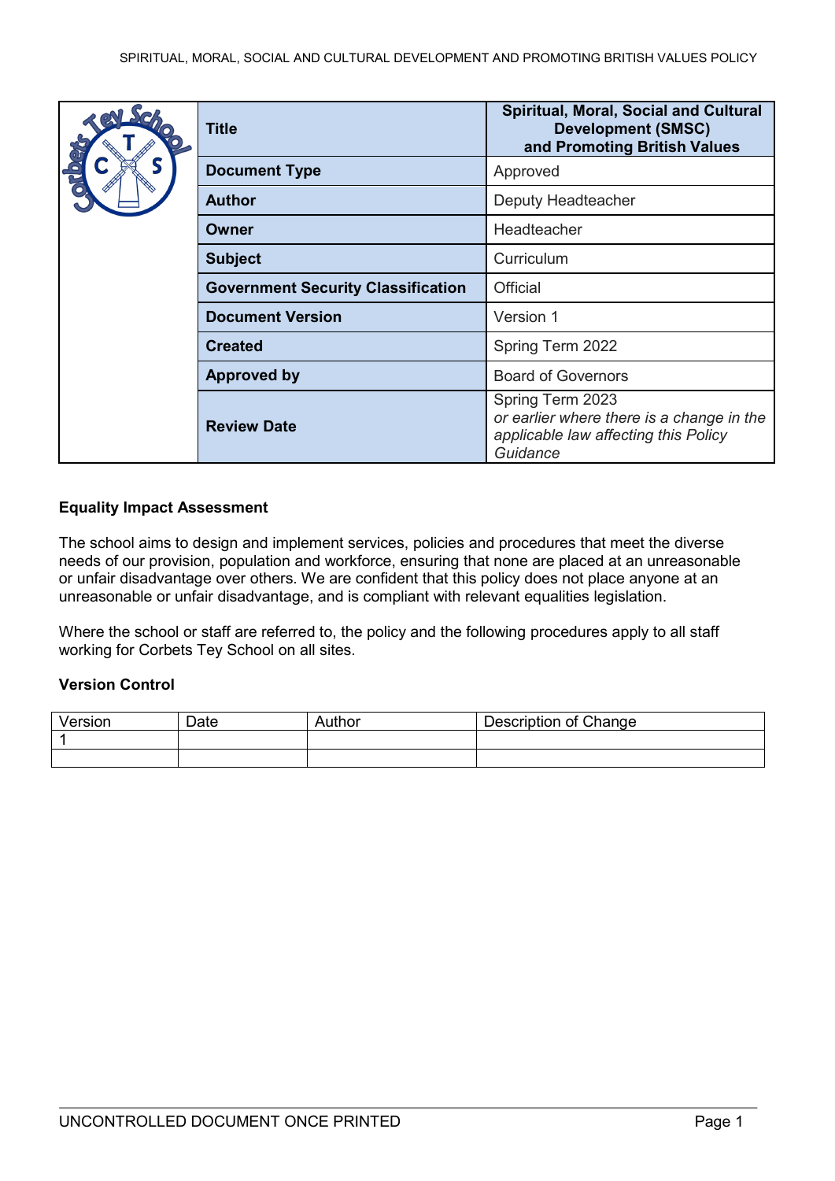| | | |
|---|---|---|
| | **Title** | **Spiritual, Moral, Social and Cultural Development (SMSC) and Promoting British Values** |
| | **Document Type** | Approved |
| | **Author** | Deputy Headteacher |
| | **Owner** | Headteacher |
| | **Subject** | Curriculum |
| | **Government Security Classification** | Official |
| | **Document Version** | Version 1 |
| | **Created** | Spring Term 2022 |
| | **Approved by** | Board of Governors |
| | **Review Date** | Spring Term 2023 *or earlier where there is a change in the applicable law affecting this Policy Guidance* |

**Equality Impact Assessment**

The school aims to design and implement services, policies and procedures that meet the diverse needs of our provision, population and workforce, ensuring that none are placed at an unreasonable or unfair disadvantage over others. We are confident that this policy does not place anyone at an unreasonable or unfair disadvantage, and is compliant with relevant equalities legislation.

Where the school or staff are referred to, the policy and the following procedures apply to all staff working for Corbets Tey School on all sites.

**Version Control**

| Version | Date | Author | Description of Change |
|---|---|---|---|
| 1 | | | |
| | | | |

UNCONTROLLED DOCUMENT ONCE PRINTED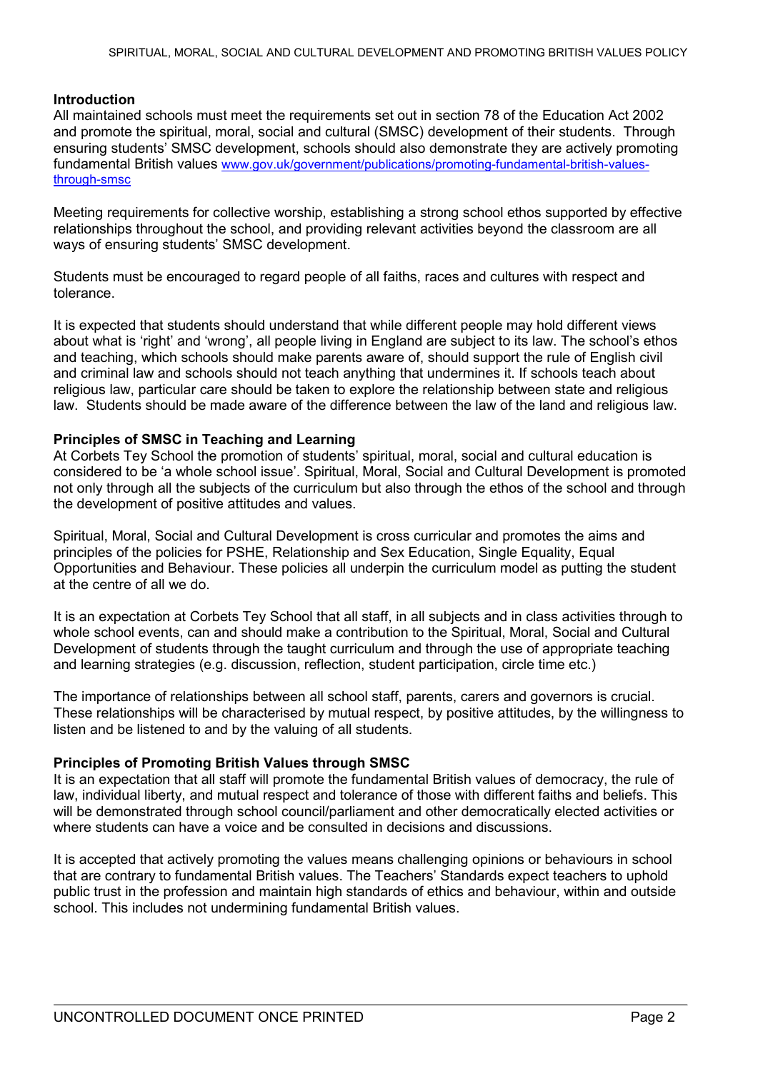## Introduction

All maintained schools must meet the requirements set out in section 78 of the Education Act 2002 and promote the spiritual, moral, social and cultural (SMSC) development of their students. Through ensuring students' SMSC development, schools should also demonstrate they are actively promoting fundamental British values www.gov.uk/government/publications/promoting-fundamental-british-values-through-smsc

Meeting requirements for collective worship, establishing a strong school ethos supported by effective relationships throughout the school, and providing relevant activities beyond the classroom are all ways of ensuring students' SMSC development.

Students must be encouraged to regard people of all faiths, races and cultures with respect and tolerance.

It is expected that students should understand that while different people may hold different views about what is 'right' and 'wrong', all people living in England are subject to its law. The school's ethos and teaching, which schools should make parents aware of, should support the rule of English civil and criminal law and schools should not teach anything that undermines it. If schools teach about religious law, particular care should be taken to explore the relationship between state and religious law. Students should be made aware of the difference between the law of the land and religious law.

## Principles of SMSC in Teaching and Learning

At Corbets Tey School the promotion of students' spiritual, moral, social and cultural education is considered to be 'a whole school issue'. Spiritual, Moral, Social and Cultural Development is promoted not only through all the subjects of the curriculum but also through the ethos of the school and through the development of positive attitudes and values.

Spiritual, Moral, Social and Cultural Development is cross curricular and promotes the aims and principles of the policies for PSHE, Relationship and Sex Education, Single Equality, Equal Opportunities and Behaviour. These policies all underpin the curriculum model as putting the student at the centre of all we do.

It is an expectation at Corbets Tey School that all staff, in all subjects and in class activities through to whole school events, can and should make a contribution to the Spiritual, Moral, Social and Cultural Development of students through the taught curriculum and through the use of appropriate teaching and learning strategies (e.g. discussion, reflection, student participation, circle time etc.)

The importance of relationships between all school staff, parents, carers and governors is crucial. These relationships will be characterised by mutual respect, by positive attitudes, by the willingness to listen and be listened to and by the valuing of all students.

## Principles of Promoting British Values through SMSC

It is an expectation that all staff will promote the fundamental British values of democracy, the rule of law, individual liberty, and mutual respect and tolerance of those with different faiths and beliefs. This will be demonstrated through school council/parliament and other democratically elected activities or where students can have a voice and be consulted in decisions and discussions.

It is accepted that actively promoting the values means challenging opinions or behaviours in school that are contrary to fundamental British values. The Teachers' Standards expect teachers to uphold public trust in the profession and maintain high standards of ethics and behaviour, within and outside school. This includes not undermining fundamental British values.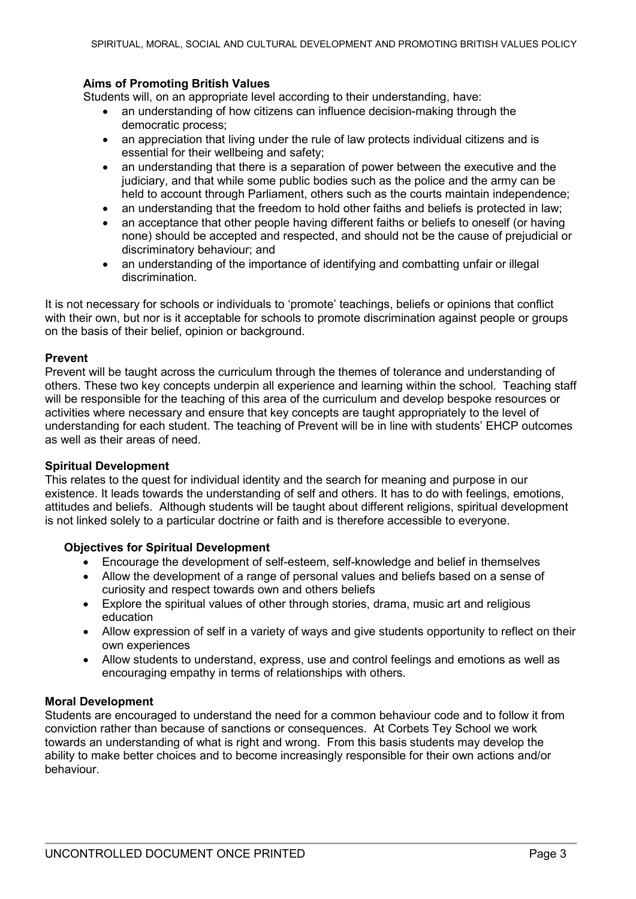### Aims of Promoting British Values

Students will, on an appropriate level according to their understanding, have:

- an understanding of how citizens can influence decision-making through the democratic process;
- an appreciation that living under the rule of law protects individual citizens and is essential for their wellbeing and safety;
- an understanding that there is a separation of power between the executive and the judiciary, and that while some public bodies such as the police and the army can be held to account through Parliament, others such as the courts maintain independence;
- an understanding that the freedom to hold other faiths and beliefs is protected in law;
- an acceptance that other people having different faiths or beliefs to oneself (or having none) should be accepted and respected, and should not be the cause of prejudicial or discriminatory behaviour; and
- an understanding of the importance of identifying and combatting unfair or illegal discrimination.

It is not necessary for schools or individuals to 'promote' teachings, beliefs or opinions that conflict with their own, but nor is it acceptable for schools to promote discrimination against people or groups on the basis of their belief, opinion or background.

## Prevent

Prevent will be taught across the curriculum through the themes of tolerance and understanding of others. These two key concepts underpin all experience and learning within the school. Teaching staff will be responsible for the teaching of this area of the curriculum and develop bespoke resources or activities where necessary and ensure that key concepts are taught appropriately to the level of understanding for each student. The teaching of Prevent will be in line with students' EHCP outcomes as well as their areas of need.

## Spiritual Development

This relates to the quest for individual identity and the search for meaning and purpose in our existence. It leads towards the understanding of self and others. It has to do with feelings, emotions, attitudes and beliefs. Although students will be taught about different religions, spiritual development is not linked solely to a particular doctrine or faith and is therefore accessible to everyone.

### Objectives for Spiritual Development

- Encourage the development of self-esteem, self-knowledge and belief in themselves
- Allow the development of a range of personal values and beliefs based on a sense of curiosity and respect towards own and others beliefs
- Explore the spiritual values of other through stories, drama, music art and religious education
- Allow expression of self in a variety of ways and give students opportunity to reflect on their own experiences
- Allow students to understand, express, use and control feelings and emotions as well as encouraging empathy in terms of relationships with others.

## Moral Development

Students are encouraged to understand the need for a common behaviour code and to follow it from conviction rather than because of sanctions or consequences. At Corbets Tey School we work towards an understanding of what is right and wrong. From this basis students may develop the ability to make better choices and to become increasingly responsible for their own actions and/or behaviour.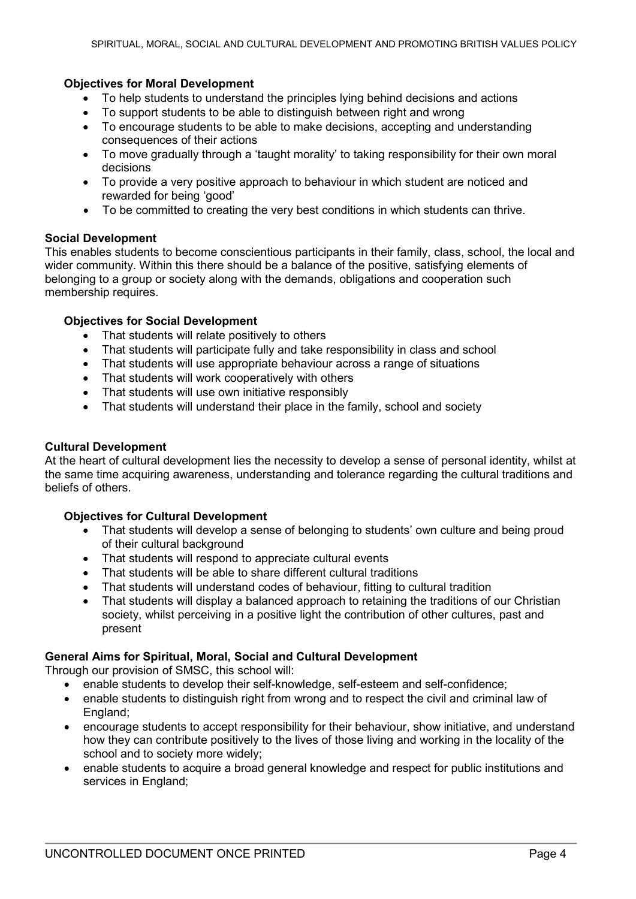**Objectives for Moral Development**

- To help students to understand the principles lying behind decisions and actions
- To support students to be able to distinguish between right and wrong
- To encourage students to be able to make decisions, accepting and understanding consequences of their actions
- To move gradually through a 'taught morality' to taking responsibility for their own moral decisions
- To provide a very positive approach to behaviour in which student are noticed and rewarded for being 'good'
- To be committed to creating the very best conditions in which students can thrive.

**Social Development**

This enables students to become conscientious participants in their family, class, school, the local and wider community. Within this there should be a balance of the positive, satisfying elements of belonging to a group or society along with the demands, obligations and cooperation such membership requires.

**Objectives for Social Development**

- That students will relate positively to others
- That students will participate fully and take responsibility in class and school
- That students will use appropriate behaviour across a range of situations
- That students will work cooperatively with others
- That students will use own initiative responsibly
- That students will understand their place in the family, school and society

**Cultural Development**

At the heart of cultural development lies the necessity to develop a sense of personal identity, whilst at the same time acquiring awareness, understanding and tolerance regarding the cultural traditions and beliefs of others.

**Objectives for Cultural Development**

- That students will develop a sense of belonging to students' own culture and being proud of their cultural background
- That students will respond to appreciate cultural events
- That students will be able to share different cultural traditions
- That students will understand codes of behaviour, fitting to cultural tradition
- That students will display a balanced approach to retaining the traditions of our Christian society, whilst perceiving in a positive light the contribution of other cultures, past and present

**General Aims for Spiritual, Moral, Social and Cultural Development**

Through our provision of SMSC, this school will:

- enable students to develop their self-knowledge, self-esteem and self-confidence;
- enable students to distinguish right from wrong and to respect the civil and criminal law of England;
- encourage students to accept responsibility for their behaviour, show initiative, and understand how they can contribute positively to the lives of those living and working in the locality of the school and to society more widely;
- enable students to acquire a broad general knowledge and respect for public institutions and services in England;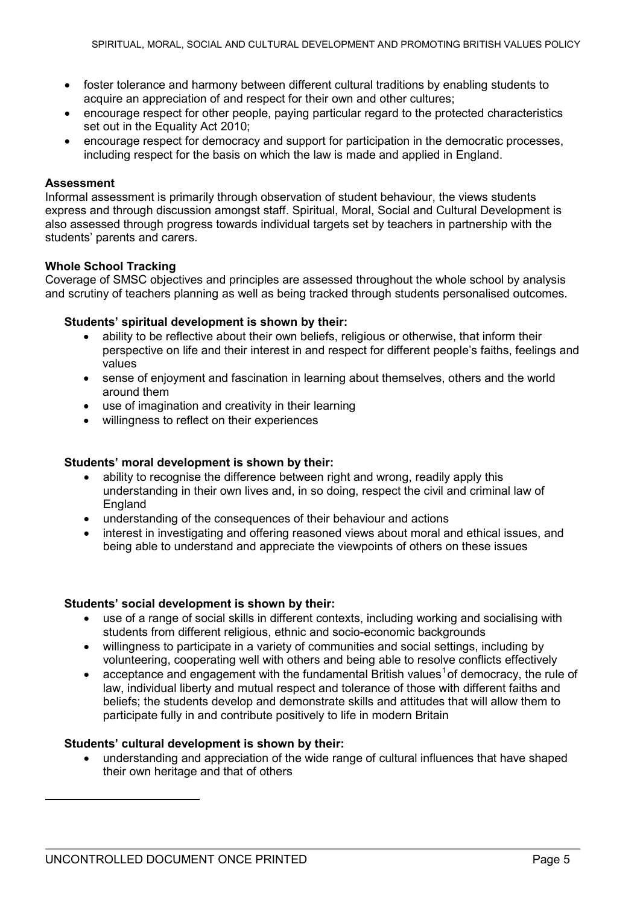- foster tolerance and harmony between different cultural traditions by enabling students to acquire an appreciation of and respect for their own and other cultures;
- encourage respect for other people, paying particular regard to the protected characteristics set out in the Equality Act 2010;
- encourage respect for democracy and support for participation in the democratic processes, including respect for the basis on which the law is made and applied in England.

**Assessment**

Informal assessment is primarily through observation of student behaviour, the views students express and through discussion amongst staff. Spiritual, Moral, Social and Cultural Development is also assessed through progress towards individual targets set by teachers in partnership with the students' parents and carers.

**Whole School Tracking**

Coverage of SMSC objectives and principles are assessed throughout the whole school by analysis and scrutiny of teachers planning as well as being tracked through students personalised outcomes.

**Students' spiritual development is shown by their:**

- ability to be reflective about their own beliefs, religious or otherwise, that inform their perspective on life and their interest in and respect for different people's faiths, feelings and values
- sense of enjoyment and fascination in learning about themselves, others and the world around them
- use of imagination and creativity in their learning
- willingness to reflect on their experiences

**Students' moral development is shown by their:**

- ability to recognise the difference between right and wrong, readily apply this understanding in their own lives and, in so doing, respect the civil and criminal law of England
- understanding of the consequences of their behaviour and actions
- interest in investigating and offering reasoned views about moral and ethical issues, and being able to understand and appreciate the viewpoints of others on these issues

**Students' social development is shown by their:**

- use of a range of social skills in different contexts, including working and socialising with students from different religious, ethnic and socio-economic backgrounds
- willingness to participate in a variety of communities and social settings, including by volunteering, cooperating well with others and being able to resolve conflicts effectively
- acceptance and engagement with the fundamental British values[1] of democracy, the rule of law, individual liberty and mutual respect and tolerance of those with different faiths and beliefs; the students develop and demonstrate skills and attitudes that will allow them to participate fully in and contribute positively to life in modern Britain

**Students' cultural development is shown by their:**

- understanding and appreciation of the wide range of cultural influences that have shaped their own heritage and that of others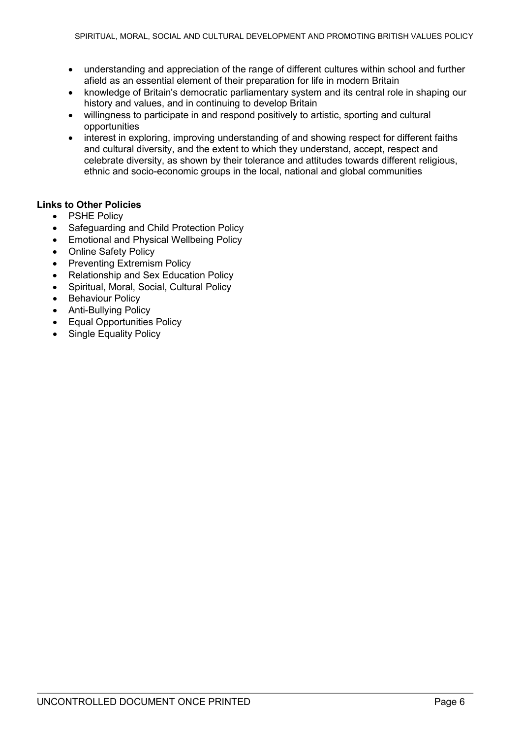- understanding and appreciation of the range of different cultures within school and further afield as an essential element of their preparation for life in modern Britain
- knowledge of Britain's democratic parliamentary system and its central role in shaping our history and values, and in continuing to develop Britain
- willingness to participate in and respond positively to artistic, sporting and cultural opportunities
- interest in exploring, improving understanding of and showing respect for different faiths and cultural diversity, and the extent to which they understand, accept, respect and celebrate diversity, as shown by their tolerance and attitudes towards different religious, ethnic and socio-economic groups in the local, national and global communities

**Links to Other Policies**

- PSHE Policy
- Safeguarding and Child Protection Policy
- Emotional and Physical Wellbeing Policy
- Online Safety Policy
- Preventing Extremism Policy
- Relationship and Sex Education Policy
- Spiritual, Moral, Social, Cultural Policy
- Behaviour Policy
- Anti-Bullying Policy
- Equal Opportunities Policy
- Single Equality Policy